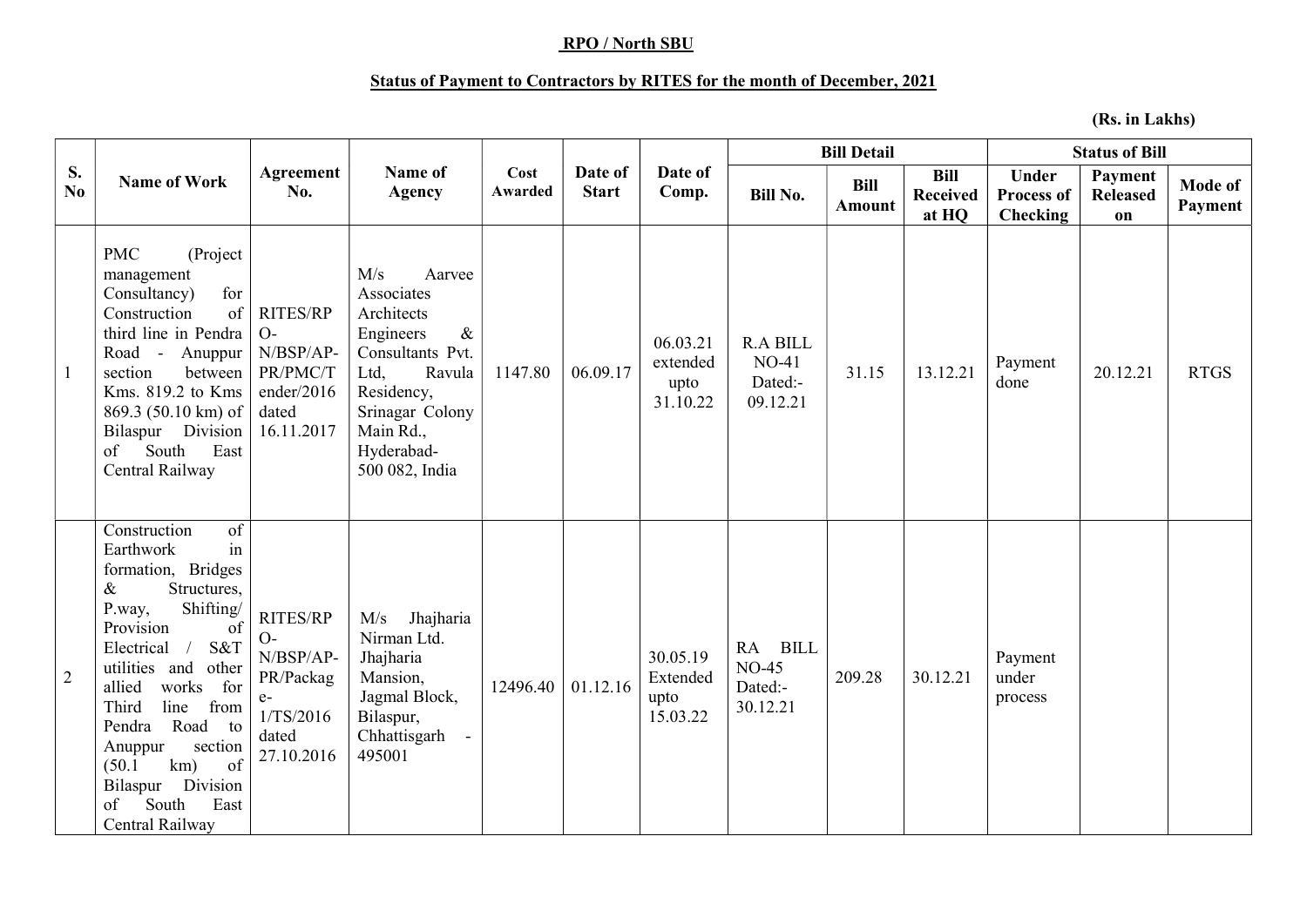**RPO / North SBU**

**Status of Payment to Contractors by RITES for the month of December, 2021**

**(Rs. in Lakhs)**

| S. No | Name of Work | Agreement No. | Name of Agency | Cost Awarded | Date of Start | Date of Comp. | Bill Detail | | | Status of Bill | | |
|---|---|---|---|---|---|---|---|---|---|---|---|---|
| | | | | | | | Bill No. | Bill Amount | Bill Received at HQ | Under Process of Checking | Payment Released on | Mode of Payment |
| 1 | PMC (Project management Consultancy) for Construction of third line in Pendra Road - Anuppur section between Kms. 819.2 to Kms 869.3 (50.10 km) of Bilaspur Division of South East Central Railway | RITES/RPO-N/BSP/AP-PR/PMC/Tender/2016 dated 16.11.2017 | M/s Aarvee Associates Architects Engineers & Consultants Pvt. Ltd, Ravula Residency, Srinagar Colony Main Rd., Hyderabad-500 082, India | 1147.80 | 06.09.17 | 06.03.21 extended upto 31.10.22 | R.A BILL NO-41 Dated:-09.12.21 | 31.15 | 13.12.21 | Payment done | 20.12.21 | RTGS |
| 2 | Construction of Earthwork in formation, Bridges & Structures, P.way, Shifting/ Provision of Electrical / S&T utilities and other allied works for Third line from Pendra Road to Anuppur section (50.1 km) of Bilaspur Division of South East Central Railway | RITES/RPO-N/BSP/AP-PR/Package-1/TS/2016 dated 27.10.2016 | M/s Jhajharia Nirman Ltd. Jhajharia Mansion, Jagmal Block, Bilaspur, Chhattisgarh - 495001 | 12496.40 | 01.12.16 | 30.05.19 Extended upto 15.03.22 | RA BILL NO-45 Dated:-30.12.21 | 209.28 | 30.12.21 | Payment under process | | |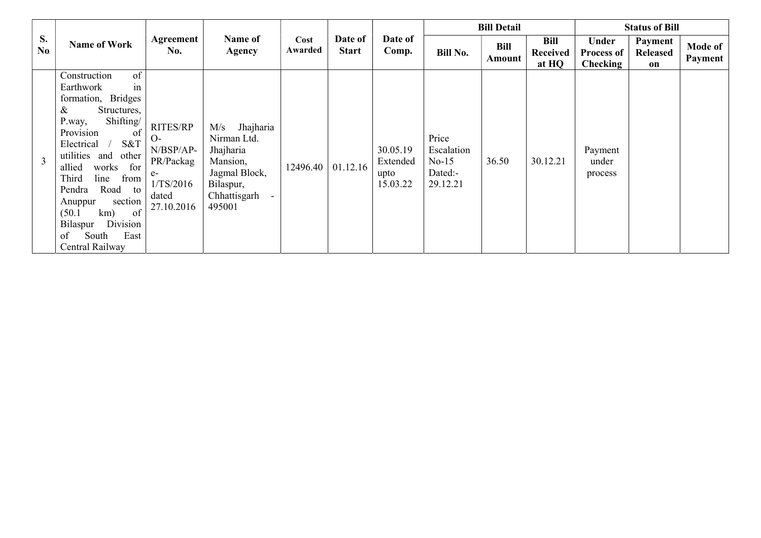| S. No | Name of Work | Agreement No. | Name of Agency | Cost Awarded | Date of Start | Date of Comp. | Bill Detail | | | Status of Bill | | |
|---|---|---|---|---|---|---|---|---|---|---|---|---|
| | | | | | | | Bill No. | Bill Amount | Bill Received at HQ | Under Process of Checking | Payment Released on | Mode of Payment |
| 3 | Construction of Earthwork in formation, Bridges & Structures, P.way, Shifting/ Provision of Electrical / S&T utilities and other allied works for Third line from Pendra Road to Anuppur section (50.1 km) of Bilaspur Division of South East Central Railway | RITES/RPO-N/BSP/AP-PR/Package-1/TS/2016 dated 27.10.2016 | M/s Jhajharia Nirman Ltd. Jhajharia Mansion, Jagmal Block, Bilaspur, Chhattisgarh - 495001 | 12496.40 | 01.12.16 | 30.05.19 Extended upto 15.03.22 | Price Escalation No-15 Dated:- 29.12.21 | 36.50 | 30.12.21 | Payment under process | | |